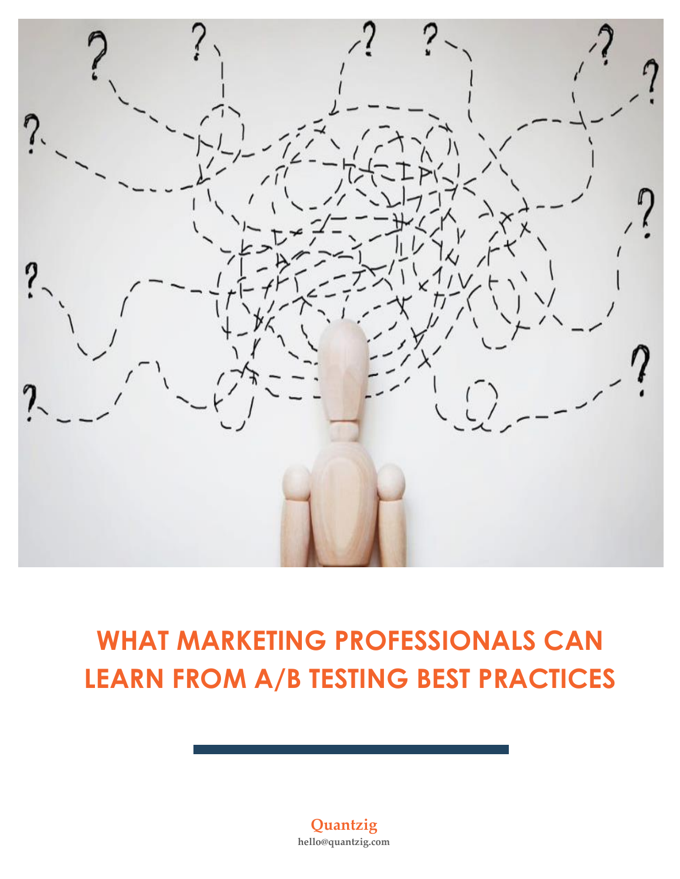# WHAT MARKETING PROFESSIONALS CAN LEARN FROM A/B TESTING BEST PRACTICES

**Quantzig**

**hello@quantzig.com**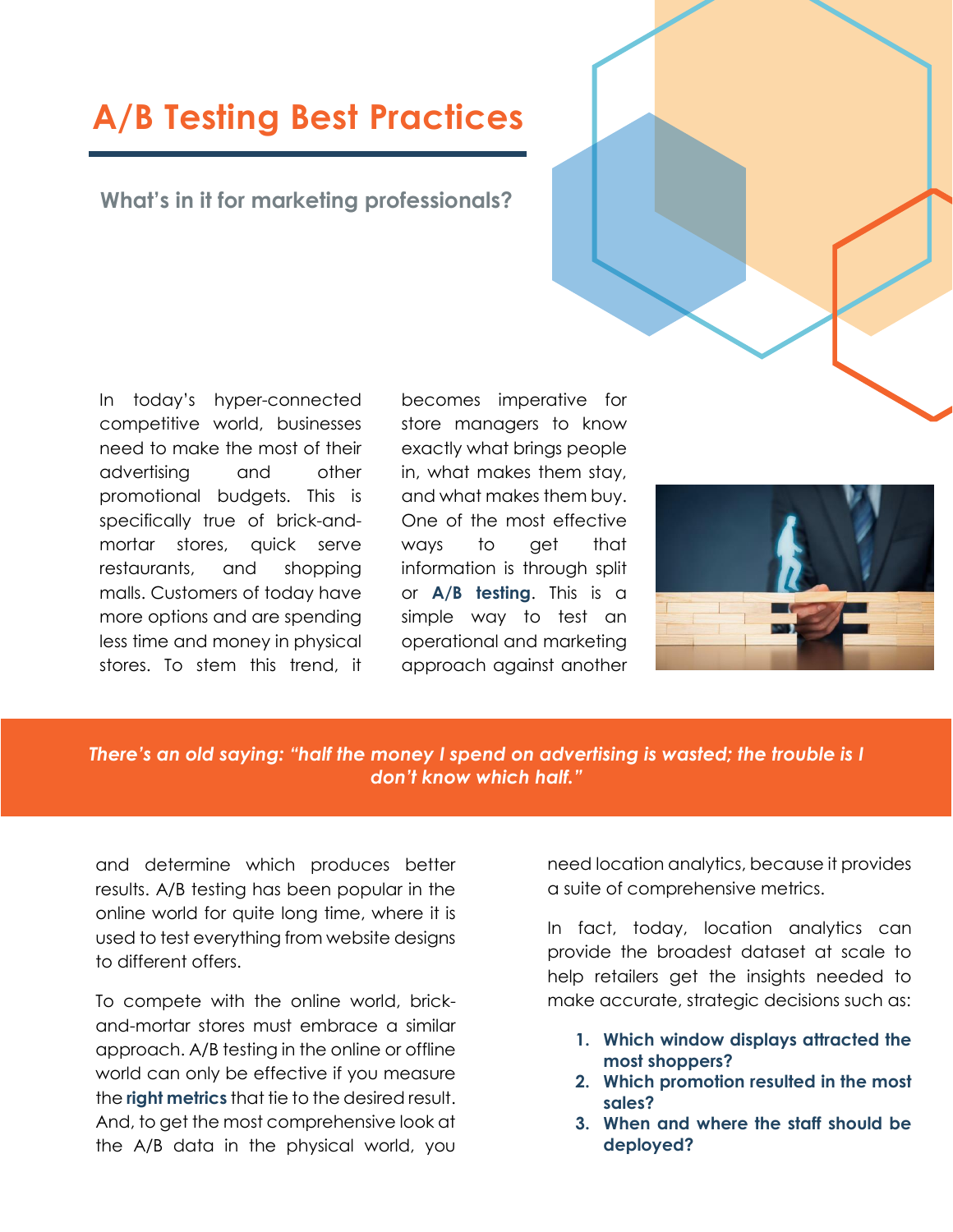# A/B Testing Best Practices

## What's in it for marketing professionals?

In today's hyper-connected competitive world, businesses need to make the most of their advertising and other promotional budgets. This is specifically true of brick-and-mortar stores, quick serve restaurants, and shopping malls. Customers of today have more options and are spending less time and money in physical stores. To stem this trend, it becomes imperative for store managers to know exactly what brings people in, what makes them stay, and what makes them buy. One of the most effective ways to get that information is through split or **A/B testing**. This is a simple way to test an operational and marketing approach against another and determine which produces better results. A/B testing has been popular in the online world for quite long time, where it is used to test everything from website designs to different offers.

> ***There's an old saying: "half the money I spend on advertising is wasted; the trouble is I don't know which half."***

To compete with the online world, brick-and-mortar stores must embrace a similar approach. A/B testing in the online or offline world can only be effective if you measure the **right metrics** that tie to the desired result. And, to get the most comprehensive look at the A/B data in the physical world, you need location analytics, because it provides a suite of comprehensive metrics.

In fact, today, location analytics can provide the broadest dataset at scale to help retailers get the insights needed to make accurate, strategic decisions such as:

1. **Which window displays attracted the most shoppers?**
2. **Which promotion resulted in the most sales?**
3. **When and where the staff should be deployed?**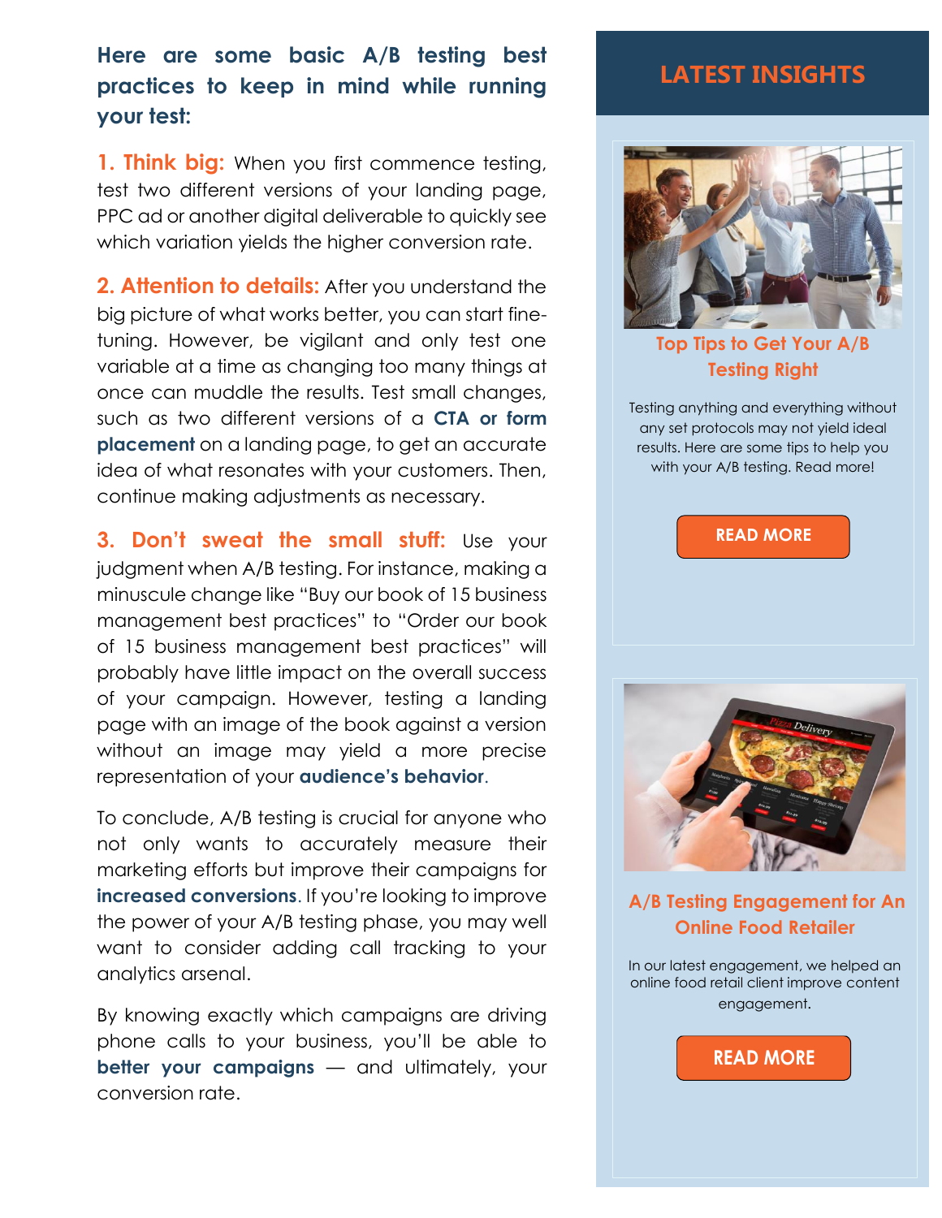**Here are some basic A/B testing best practices to keep in mind while running your test:**

**1. Think big:** When you first commence testing, test two different versions of your landing page, PPC ad or another digital deliverable to quickly see which variation yields the higher conversion rate.

**2. Attention to details:** After you understand the big picture of what works better, you can start fine-tuning. However, be vigilant and only test one variable at a time as changing too many things at once can muddle the results. Test small changes, such as two different versions of a **CTA or form placement** on a landing page, to get an accurate idea of what resonates with your customers. Then, continue making adjustments as necessary.

**3. Don't sweat the small stuff:** Use your judgment when A/B testing. For instance, making a minuscule change like "Buy our book of 15 business management best practices" to "Order our book of 15 business management best practices" will probably have little impact on the overall success of your campaign. However, testing a landing page with an image of the book against a version without an image may yield a more precise representation of your **audience's behavior**.

To conclude, A/B testing is crucial for anyone who not only wants to accurately measure their marketing efforts but improve their campaigns for **increased conversions**. If you're looking to improve the power of your A/B testing phase, you may well want to consider adding call tracking to your analytics arsenal.

By knowing exactly which campaigns are driving phone calls to your business, you'll be able to **better your campaigns** — and ultimately, your conversion rate.

## LATEST INSIGHTS

### Top Tips to Get Your A/B Testing Right

Testing anything and everything without any set protocols may not yield ideal results. Here are some tips to help you with your A/B testing. Read more!

READ MORE

### A/B Testing Engagement for An Online Food Retailer

In our latest engagement, we helped an online food retail client improve content engagement.

READ MORE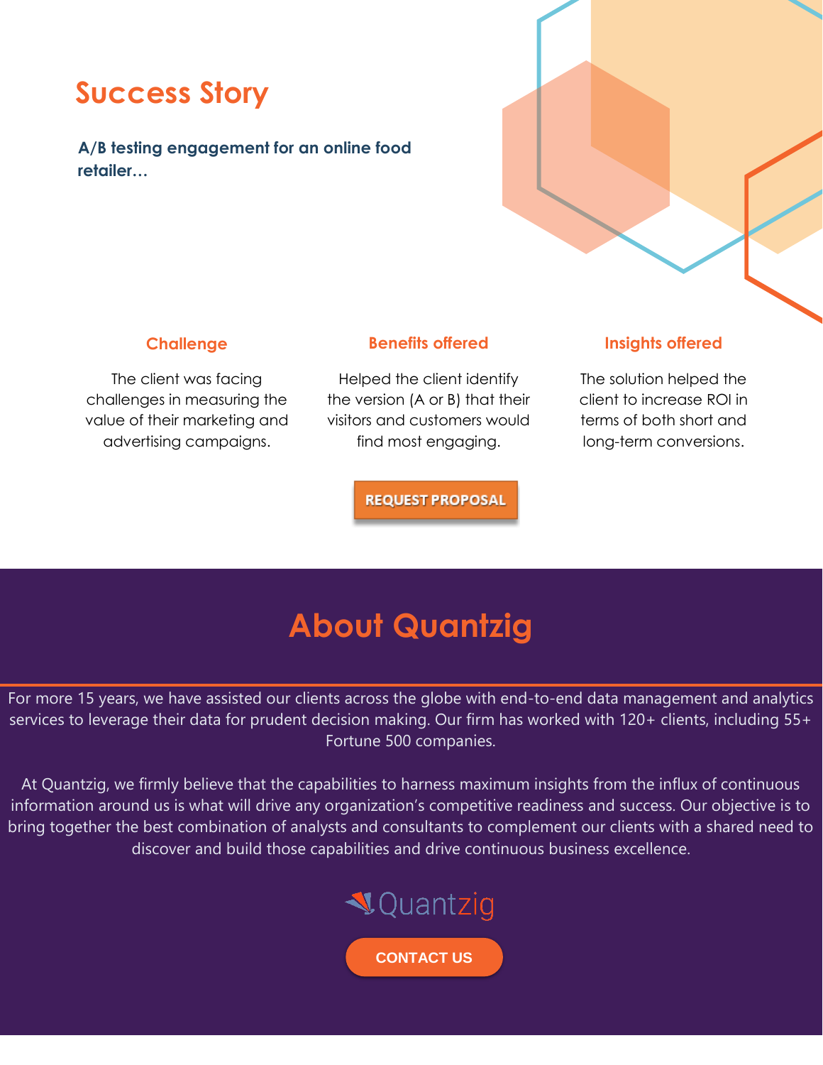# Success Story

**A/B testing engagement for an online food retailer…**

### Challenge

The client was facing challenges in measuring the value of their marketing and advertising campaigns.

### Benefits offered

Helped the client identify the version (A or B) that their visitors and customers would find most engaging.

### Insights offered

The solution helped the client to increase ROI in terms of both short and long-term conversions.

REQUEST PROPOSAL

# About Quantzig

For more 15 years, we have assisted our clients across the globe with end-to-end data management and analytics services to leverage their data for prudent decision making. Our firm has worked with 120+ clients, including 55+ Fortune 500 companies.

At Quantzig, we firmly believe that the capabilities to harness maximum insights from the influx of continuous information around us is what will drive any organization's competitive readiness and success. Our objective is to bring together the best combination of analysts and consultants to complement our clients with a shared need to discover and build those capabilities and drive continuous business excellence.

Quantzig

CONTACT US